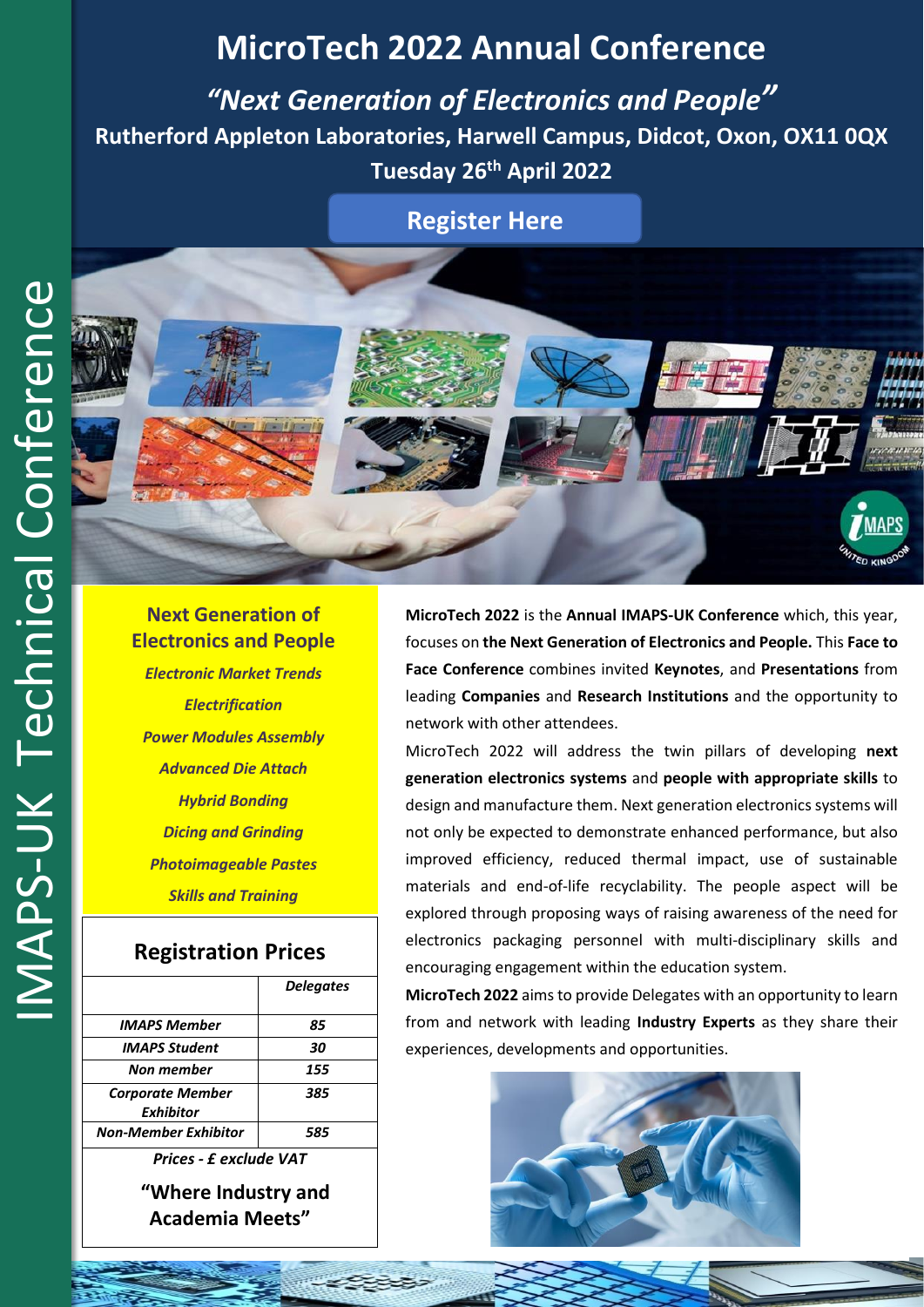IMAPS-UK Technical Conference

# MicroTech 2022 Annual Conference

## *"Next Generation of Electronics and People"*

**Rutherford Appleton Laboratories, Harwell Campus, Didcot, Oxon, OX11 0QX**

**Tuesday 26th April 2022**

**Register Here**

### Next Generation of Electronics and People

*Electronic Market Trends*

*Electrification*

*Power Modules Assembly*

*Advanced Die Attach*

*Hybrid Bonding*

*Dicing and Grinding*

*Photoimageable Pastes*

*Skills and Training*

### Registration Prices

| | *Delegates* |
|---|---|
| *IMAPS Member* | *85* |
| *IMAPS Student* | *30* |
| *Non member* | *155* |
| *Corporate Member Exhibitor* | *385* |
| *Non-Member Exhibitor* | *585* |

*Prices - £ exclude VAT*

**"Where Industry and Academia Meets"**

**MicroTech 2022** is the **Annual IMAPS-UK Conference** which, this year, focuses on **the Next Generation of Electronics and People.** This **Face to Face Conference** combines invited **Keynotes**, and **Presentations** from leading **Companies** and **Research Institutions** and the opportunity to network with other attendees.

MicroTech 2022 will address the twin pillars of developing **next generation electronics systems** and **people with appropriate skills** to design and manufacture them. Next generation electronics systems will not only be expected to demonstrate enhanced performance, but also improved efficiency, reduced thermal impact, use of sustainable materials and end-of-life recyclability. The people aspect will be explored through proposing ways of raising awareness of the need for electronics packaging personnel with multi-disciplinary skills and encouraging engagement within the education system.

**MicroTech 2022** aims to provide Delegates with an opportunity to learn from and network with leading **Industry Experts** as they share their experiences, developments and opportunities.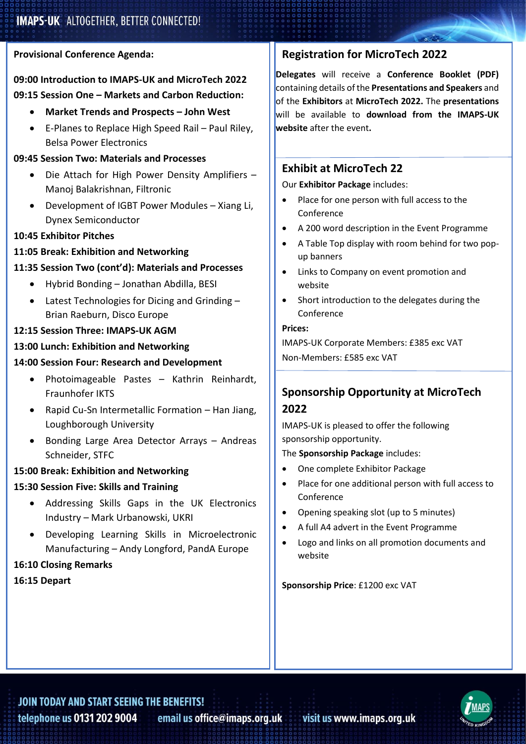**Provisional Conference Agenda:**

**09:00 Introduction to IMAPS-UK and MicroTech 2022**

**09:15 Session One – Markets and Carbon Reduction:**

- **Market Trends and Prospects – John West**
- E-Planes to Replace High Speed Rail – Paul Riley, Belsa Power Electronics

**09:45 Session Two: Materials and Processes**

- Die Attach for High Power Density Amplifiers – Manoj Balakrishnan, Filtronic
- Development of IGBT Power Modules – Xiang Li, Dynex Semiconductor

**10:45 Exhibitor Pitches**

**11:05 Break: Exhibition and Networking**

**11:35 Session Two (cont'd): Materials and Processes**

- Hybrid Bonding – Jonathan Abdilla, BESI
- Latest Technologies for Dicing and Grinding – Brian Raeburn, Disco Europe

**12:15 Session Three: IMAPS-UK AGM**

**13:00 Lunch: Exhibition and Networking**

**14:00 Session Four: Research and Development**

- Photoimageable Pastes – Kathrin Reinhardt, Fraunhofer IKTS
- Rapid Cu-Sn Intermetallic Formation – Han Jiang, Loughborough University
- Bonding Large Area Detector Arrays – Andreas Schneider, STFC

**15:00 Break: Exhibition and Networking**

**15:30 Session Five: Skills and Training**

- Addressing Skills Gaps in the UK Electronics Industry – Mark Urbanowski, UKRI
- Developing Learning Skills in Microelectronic Manufacturing – Andy Longford, PandA Europe

**16:10 Closing Remarks**

**16:15 Depart**

## Registration for MicroTech 2022

**Delegates** will receive a **Conference Booklet (PDF)** containing details of the **Presentations and Speakers** and of the **Exhibitors** at **MicroTech 2022.** The **presentations** will be available to **download from the IMAPS-UK website** after the event**.**

## Exhibit at MicroTech 22

Our **Exhibitor Package** includes:

- Place for one person with full access to the Conference
- A 200 word description in the Event Programme
- A Table Top display with room behind for two pop-up banners
- Links to Company on event promotion and website
- Short introduction to the delegates during the Conference

**Prices:**

IMAPS-UK Corporate Members: £385 exc VAT

Non-Members: £585 exc VAT

## Sponsorship Opportunity at MicroTech 2022

IMAPS-UK is pleased to offer the following sponsorship opportunity.

The **Sponsorship Package** includes:

- One complete Exhibitor Package
- Place for one additional person with full access to Conference
- Opening speaking slot (up to 5 minutes)
- A full A4 advert in the Event Programme
- Logo and links on all promotion documents and website

**Sponsorship Price**: £1200 exc VAT